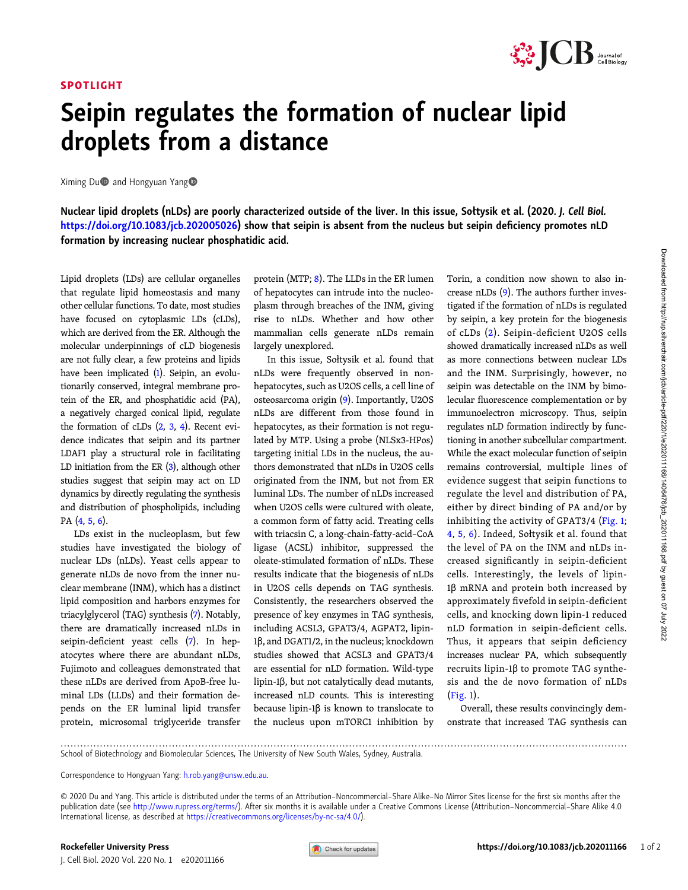SPOTLIGHT

# Seipin regulates the formation of nuclear lipid droplets from a distance

Ximing Du and Hongyuan Yang

**Nuclear lipid droplets (nLDs) are poorly characterized outside of the liver. In this issue, Sołtysik et al. (2020. *J. Cell Biol.* https://doi.org/10.1083/jcb.202005026) show that seipin is absent from the nucleus but seipin deficiency promotes nLD formation by increasing nuclear phosphatidic acid.**

Lipid droplets (LDs) are cellular organelles that regulate lipid homeostasis and many other cellular functions. To date, most studies have focused on cytoplasmic LDs (cLDs), which are derived from the ER. Although the molecular underpinnings of cLD biogenesis are not fully clear, a few proteins and lipids have been implicated (1). Seipin, an evolutionarily conserved, integral membrane protein of the ER, and phosphatidic acid (PA), a negatively charged conical lipid, regulate the formation of cLDs (2, 3, 4). Recent evidence indicates that seipin and its partner LDAF1 play a structural role in facilitating LD initiation from the ER (3), although other studies suggest that seipin may act on LD dynamics by directly regulating the synthesis and distribution of phospholipids, including PA (4, 5, 6).

LDs exist in the nucleoplasm, but few studies have investigated the biology of nuclear LDs (nLDs). Yeast cells appear to generate nLDs de novo from the inner nuclear membrane (INM), which has a distinct lipid composition and harbors enzymes for triacylglycerol (TAG) synthesis (7). Notably, there are dramatically increased nLDs in seipin-deficient yeast cells (7). In hepatocytes where there are abundant nLDs, Fujimoto and colleagues demonstrated that these nLDs are derived from ApoB-free luminal LDs (LLDs) and their formation depends on the ER luminal lipid transfer protein, microsomal triglyceride transfer protein (MTP; 8). The LLDs in the ER lumen of hepatocytes can intrude into the nucleoplasm through breaches of the INM, giving rise to nLDs. Whether and how other mammalian cells generate nLDs remain largely unexplored.

In this issue, Sołtysik et al. found that nLDs were frequently observed in nonhepatocytes, such as U2OS cells, a cell line of osteosarcoma origin (9). Importantly, U2OS nLDs are different from those found in hepatocytes, as their formation is not regulated by MTP. Using a probe (NLSx3-HPos) targeting initial LDs in the nucleus, the authors demonstrated that nLDs in U2OS cells originated from the INM, but not from ER luminal LDs. The number of nLDs increased when U2OS cells were cultured with oleate, a common form of fatty acid. Treating cells with triacsin C, a long-chain-fatty-acid–CoA ligase (ACSL) inhibitor, suppressed the oleate-stimulated formation of nLDs. These results indicate that the biogenesis of nLDs in U2OS cells depends on TAG synthesis. Consistently, the researchers observed the presence of key enzymes in TAG synthesis, including ACSL3, GPAT3/4, AGPAT2, lipin-1β, and DGAT1/2, in the nucleus; knockdown studies showed that ACSL3 and GPAT3/4 are essential for nLD formation. Wild-type lipin-1β, but not catalytically dead mutants, increased nLD counts. This is interesting because lipin-1β is known to translocate to the nucleus upon mTORC1 inhibition by Torin, a condition now shown to also increase nLDs (9). The authors further investigated if the formation of nLDs is regulated by seipin, a key protein for the biogenesis of cLDs (2). Seipin-deficient U2OS cells showed dramatically increased nLDs as well as more connections between nuclear LDs and the INM. Surprisingly, however, no seipin was detectable on the INM by bimolecular fluorescence complementation or by immunoelectron microscopy. Thus, seipin regulates nLD formation indirectly by functioning in another subcellular compartment. While the exact molecular function of seipin remains controversial, multiple lines of evidence suggest that seipin functions to regulate the level and distribution of PA, either by direct binding of PA and/or by inhibiting the activity of GPAT3/4 (Fig. 1; 4, 5, 6). Indeed, Sołtysik et al. found that the level of PA on the INM and nLDs increased significantly in seipin-deficient cells. Interestingly, the levels of lipin-1β mRNA and protein both increased by approximately fivefold in seipin-deficient cells, and knocking down lipin-1 reduced nLD formation in seipin-deficient cells. Thus, it appears that seipin deficiency increases nuclear PA, which subsequently recruits lipin-1β to promote TAG synthesis and the de novo formation of nLDs (Fig. 1).

Overall, these results convincingly demonstrate that increased TAG synthesis can

School of Biotechnology and Biomolecular Sciences, The University of New South Wales, Sydney, Australia.

Correspondence to Hongyuan Yang: h.rob.yang@unsw.edu.au.

© 2020 Du and Yang. This article is distributed under the terms of an Attribution–Noncommercial–Share Alike–No Mirror Sites license for the first six months after the publication date (see http://www.rupress.org/terms/). After six months it is available under a Creative Commons License (Attribution–Noncommercial–Share Alike 4.0 International license, as described at https://creativecommons.org/licenses/by-nc-sa/4.0/).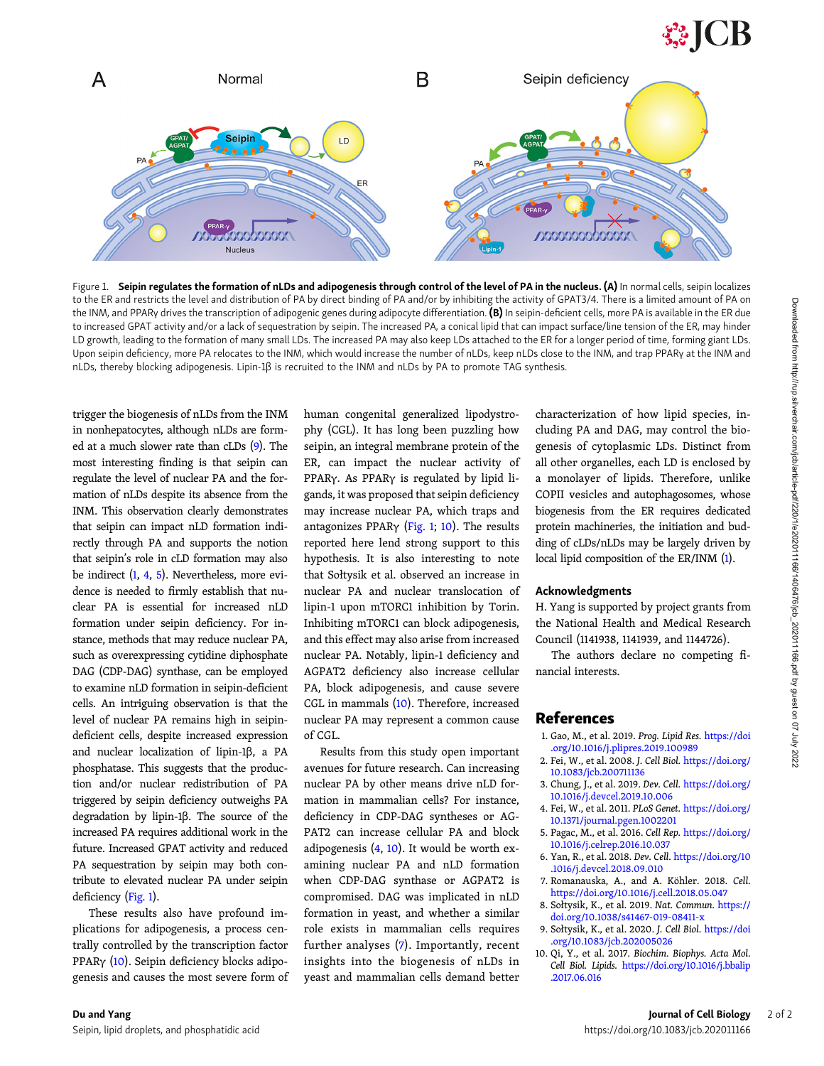A Normal

B Seipin deficiency

Figure 1. **Seipin regulates the formation of nLDs and adipogenesis through control of the level of PA in the nucleus. (A)** In normal cells, seipin localizes to the ER and restricts the level and distribution of PA by direct binding of PA and/or by inhibiting the activity of GPAT3/4. There is a limited amount of PA on the INM, and PPARγ drives the transcription of adipogenic genes during adipocyte differentiation. **(B)** In seipin-deficient cells, more PA is available in the ER due to increased GPAT activity and/or a lack of sequestration by seipin. The increased PA, a conical lipid that can impact surface/line tension of the ER, may hinder LD growth, leading to the formation of many small LDs. The increased PA may also keep LDs attached to the ER for a longer period of time, forming giant LDs. Upon seipin deficiency, more PA relocates to the INM, which would increase the number of nLDs, keep nLDs close to the INM, and trap PPARγ at the INM and nLDs, thereby blocking adipogenesis. Lipin-1β is recruited to the INM and nLDs by PA to promote TAG synthesis.

trigger the biogenesis of nLDs from the INM in nonhepatocytes, although nLDs are formed at a much slower rate than cLDs (9). The most interesting finding is that seipin can regulate the level of nuclear PA and the formation of nLDs despite its absence from the INM. This observation clearly demonstrates that seipin can impact nLD formation indirectly through PA and supports the notion that seipin's role in cLD formation may also be indirect (1, 4, 5). Nevertheless, more evidence is needed to firmly establish that nuclear PA is essential for increased nLD formation under seipin deficiency. For instance, methods that may reduce nuclear PA, such as overexpressing cytidine diphosphate DAG (CDP-DAG) synthase, can be employed to examine nLD formation in seipin-deficient cells. An intriguing observation is that the level of nuclear PA remains high in seipin-deficient cells, despite increased expression and nuclear localization of lipin-1β, a PA phosphatase. This suggests that the production and/or nuclear redistribution of PA triggered by seipin deficiency outweighs PA degradation by lipin-1β. The source of the increased PA requires additional work in the future. Increased GPAT activity and reduced PA sequestration by seipin may both contribute to elevated nuclear PA under seipin deficiency (Fig. 1).

These results also have profound implications for adipogenesis, a process centrally controlled by the transcription factor PPARγ (10). Seipin deficiency blocks adipogenesis and causes the most severe form of human congenital generalized lipodystrophy (CGL). It has long been puzzling how seipin, an integral membrane protein of the ER, can impact the nuclear activity of PPARγ. As PPARγ is regulated by lipid ligands, it was proposed that seipin deficiency may increase nuclear PA, which traps and antagonizes PPARγ (Fig. 1; 10). The results reported here lend strong support to this hypothesis. It is also interesting to note that Sołtysik et al. observed an increase in nuclear PA and nuclear translocation of lipin-1 upon mTORC1 inhibition by Torin. Inhibiting mTORC1 can block adipogenesis, and this effect may also arise from increased nuclear PA. Notably, lipin-1 deficiency and AGPAT2 deficiency also increase cellular PA, block adipogenesis, and cause severe CGL in mammals (10). Therefore, increased nuclear PA may represent a common cause of CGL.

Results from this study open important avenues for future research. Can increasing nuclear PA by other means drive nLD formation in mammalian cells? For instance, deficiency in CDP-DAG syntheses or AGPAT2 can increase cellular PA and block adipogenesis (4, 10). It would be worth examining nuclear PA and nLD formation when CDP-DAG synthase or AGPAT2 is compromised. DAG was implicated in nLD formation in yeast, and whether a similar role exists in mammalian cells requires further analyses (7). Importantly, recent insights into the biogenesis of nLDs in yeast and mammalian cells demand better characterization of how lipid species, including PA and DAG, may control the biogenesis of cytoplasmic LDs. Distinct from all other organelles, each LD is enclosed by a monolayer of lipids. Therefore, unlike COPII vesicles and autophagosomes, whose biogenesis from the ER requires dedicated protein machineries, the initiation and budding of cLDs/nLDs may be largely driven by local lipid composition of the ER/INM (1).

## Acknowledgments

H. Yang is supported by project grants from the National Health and Medical Research Council (1141938, 1141939, and 1144726).

The authors declare no competing financial interests.

## References

1. Gao, M., et al. 2019. *Prog. Lipid Res.* https://doi.org/10.1016/j.plipres.2019.100989
2. Fei, W., et al. 2008. *J. Cell Biol.* https://doi.org/10.1083/jcb.200711136
3. Chung, J., et al. 2019. *Dev. Cell.* https://doi.org/10.1016/j.devcel.2019.10.006
4. Fei, W., et al. 2011. *PLoS Genet.* https://doi.org/10.1371/journal.pgen.1002201
5. Pagac, M., et al. 2016. *Cell Rep.* https://doi.org/10.1016/j.celrep.2016.10.037
6. Yan, R., et al. 2018. *Dev. Cell.* https://doi.org/10.1016/j.devcel.2018.09.010
7. Romanauska, A., and A. Köhler. 2018. *Cell.* https://doi.org/10.1016/j.cell.2018.05.047
8. Sołtysik, K., et al. 2019. *Nat. Commun.* https://doi.org/10.1038/s41467-019-08411-x
9. Sołtysik, K., et al. 2020. *J. Cell Biol.* https://doi.org/10.1083/jcb.202005026
10. Qi, Y., et al. 2017. *Biochim. Biophys. Acta Mol. Cell Biol. Lipids.* https://doi.org/10.1016/j.bbalip.2017.06.016